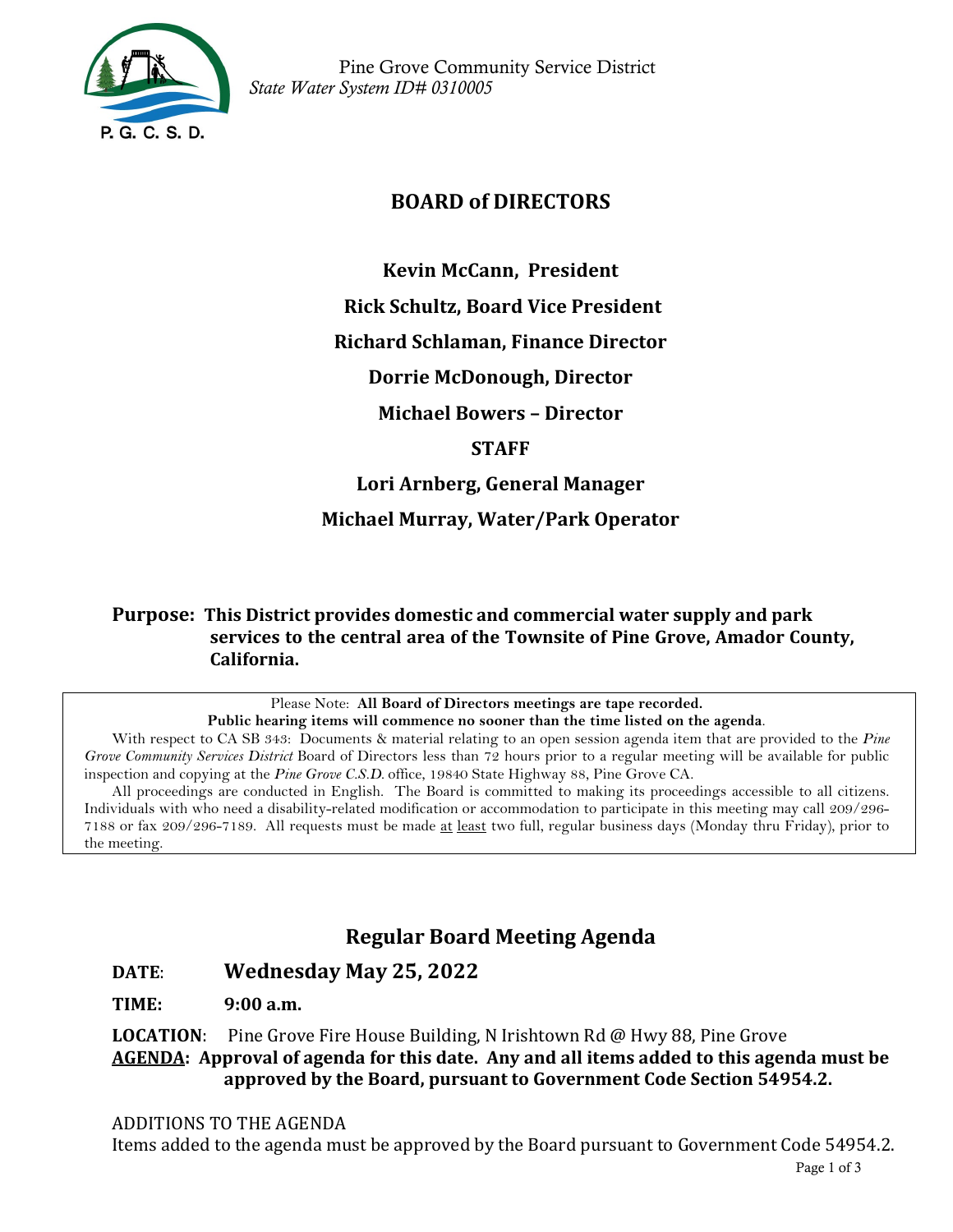Pine Grove Community Service District
*State Water System ID# 0310005*

P. G. C. S. D.

## BOARD of DIRECTORS

**Kevin McCann, President**

**Rick Schultz, Board Vice President**

**Richard Schlaman, Finance Director**

**Dorrie McDonough, Director**

**Michael Bowers – Director**

**STAFF**

**Lori Arnberg, General Manager**

**Michael Murray, Water/Park Operator**

**Purpose: This District provides domestic and commercial water supply and park services to the central area of the Townsite of Pine Grove, Amador County, California.**

Please Note: **All Board of Directors meetings are tape recorded.**
**Public hearing items will commence no sooner than the time listed on the agenda**.

With respect to CA SB 343: Documents & material relating to an open session agenda item that are provided to the *Pine Grove Community Services District* Board of Directors less than 72 hours prior to a regular meeting will be available for public inspection and copying at the *Pine Grove C.S.D.* office, 19840 State Highway 88, Pine Grove CA.

All proceedings are conducted in English. The Board is committed to making its proceedings accessible to all citizens. Individuals with who need a disability-related modification or accommodation to participate in this meeting may call 209/296-7188 or fax 209/296-7189. All requests must be made at least two full, regular business days (Monday thru Friday), prior to the meeting.

## Regular Board Meeting Agenda

**DATE**: **Wednesday May 25, 2022**

**TIME: 9:00 a.m.**

**LOCATION**: Pine Grove Fire House Building, N Irishtown Rd @ Hwy 88, Pine Grove

**AGENDA: Approval of agenda for this date. Any and all items added to this agenda must be approved by the Board, pursuant to Government Code Section 54954.2.**

ADDITIONS TO THE AGENDA

Items added to the agenda must be approved by the Board pursuant to Government Code 54954.2.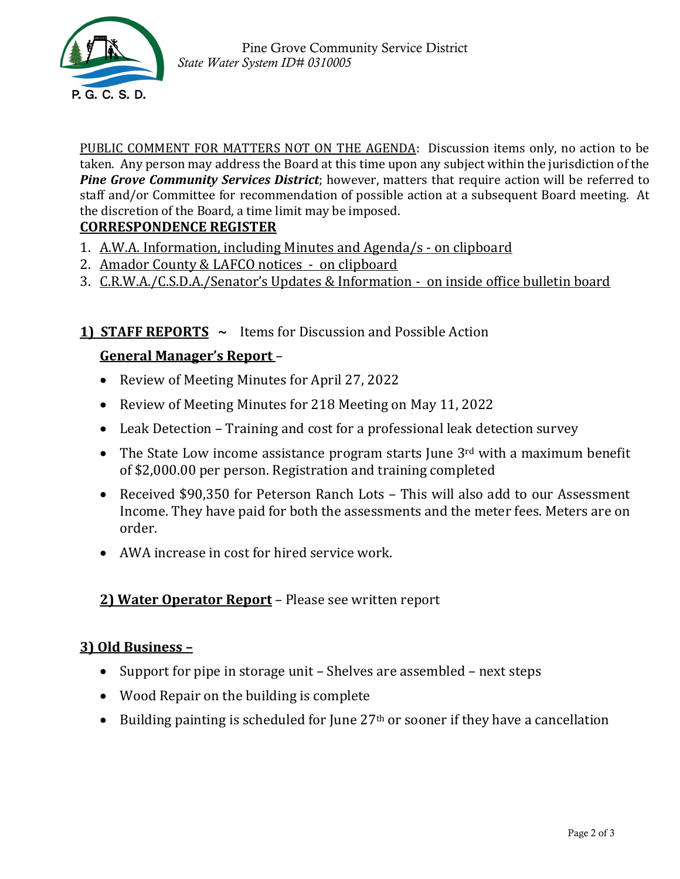Pine Grove Community Service District
*State Water System ID# 0310005*

PUBLIC COMMENT FOR MATTERS NOT ON THE AGENDA: Discussion items only, no action to be taken. Any person may address the Board at this time upon any subject within the jurisdiction of the ***Pine Grove Community Services District***; however, matters that require action will be referred to staff and/or Committee for recommendation of possible action at a subsequent Board meeting. At the discretion of the Board, a time limit may be imposed.

**CORRESPONDENCE REGISTER**

1. A.W.A. Information, including Minutes and Agenda/s - on clipboard
2. Amador County & LAFCO notices - on clipboard
3. C.R.W.A./C.S.D.A./Senator's Updates & Information - on inside office bulletin board

**1) STAFF REPORTS** ~ Items for Discussion and Possible Action

**General Manager's Report** –

- Review of Meeting Minutes for April 27, 2022
- Review of Meeting Minutes for 218 Meeting on May 11, 2022
- Leak Detection – Training and cost for a professional leak detection survey
- The State Low income assistance program starts June 3rd with a maximum benefit of $2,000.00 per person. Registration and training completed
- Received $90,350 for Peterson Ranch Lots – This will also add to our Assessment Income. They have paid for both the assessments and the meter fees. Meters are on order.
- AWA increase in cost for hired service work.

**2) Water Operator Report** – Please see written report

**3) Old Business –**

- Support for pipe in storage unit – Shelves are assembled – next steps
- Wood Repair on the building is complete
- Building painting is scheduled for June 27th or sooner if they have a cancellation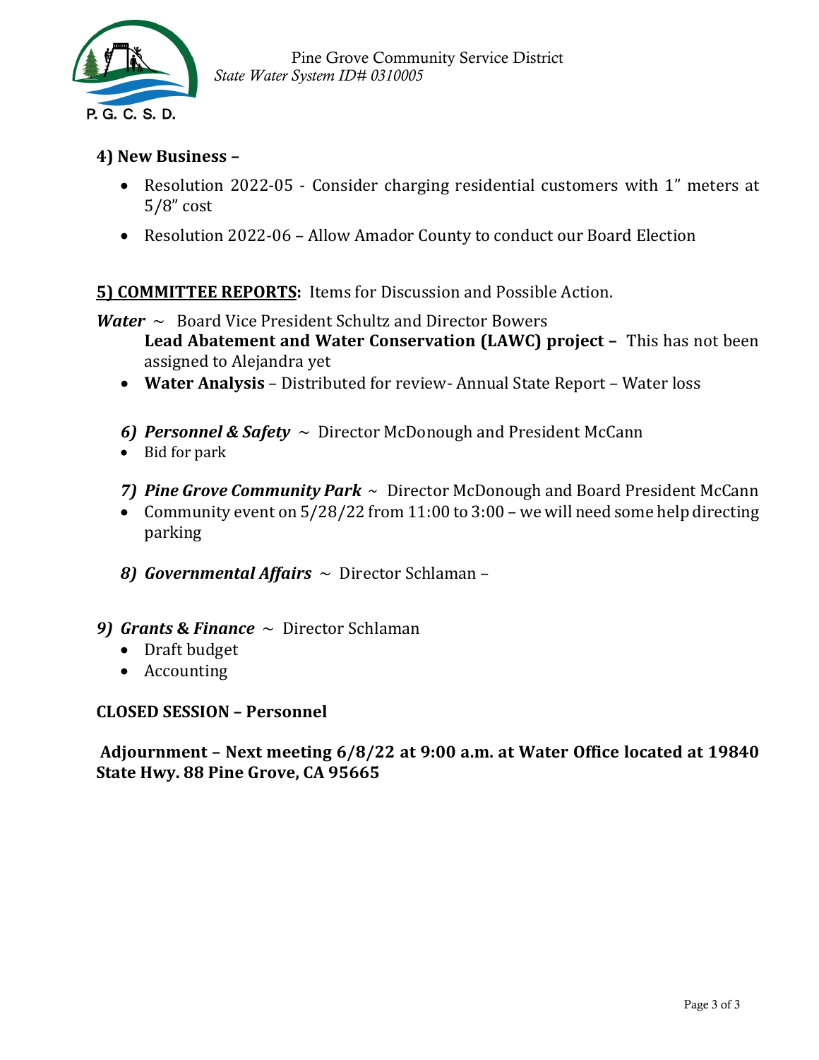Pine Grove Community Service District
*State Water System ID# 0310005*

P. G. C. S. D.

**4) New Business –**

- Resolution 2022-05 - Consider charging residential customers with 1" meters at 5/8" cost
- Resolution 2022-06 – Allow Amador County to conduct our Board Election

**5) COMMITTEE REPORTS:** Items for Discussion and Possible Action.

***Water*** ~ Board Vice President Schultz and Director Bowers

**Lead Abatement and Water Conservation (LAWC) project –** This has not been assigned to Alejandra yet

- **Water Analysis** – Distributed for review- Annual State Report – Water loss

***6) Personnel & Safety*** ~ Director McDonough and President McCann

- Bid for park

***7) Pine Grove Community Park*** ~ Director McDonough and Board President McCann

- Community event on 5/28/22 from 11:00 to 3:00 – we will need some help directing parking

***8) Governmental Affairs*** ~ Director Schlaman –

***9) Grants & Finance*** ~ Director Schlaman

- Draft budget
- Accounting

**CLOSED SESSION – Personnel**

**Adjournment – Next meeting 6/8/22 at 9:00 a.m. at Water Office located at 19840 State Hwy. 88 Pine Grove, CA 95665**